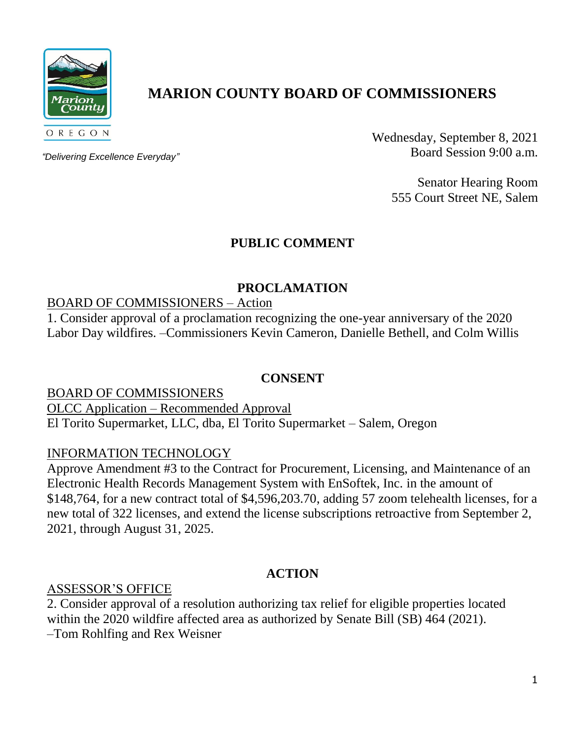# MARION COUNTY BOARD OF COMMISSIONERS

OREGON

*"Delivering Excellence Everyday"*

Wednesday, September 8, 2021
Board Session 9:00 a.m.

Senator Hearing Room
555 Court Street NE, Salem

## PUBLIC COMMENT

## PROCLAMATION

BOARD OF COMMISSIONERS – Action

1. Consider approval of a proclamation recognizing the one-year anniversary of the 2020 Labor Day wildfires. –Commissioners Kevin Cameron, Danielle Bethell, and Colm Willis

## CONSENT

BOARD OF COMMISSIONERS

OLCC Application – Recommended Approval

El Torito Supermarket, LLC, dba, El Torito Supermarket – Salem, Oregon

INFORMATION TECHNOLOGY

Approve Amendment #3 to the Contract for Procurement, Licensing, and Maintenance of an Electronic Health Records Management System with EnSoftek, Inc. in the amount of $148,764, for a new contract total of $4,596,203.70, adding 57 zoom telehealth licenses, for a new total of 322 licenses, and extend the license subscriptions retroactive from September 2, 2021, through August 31, 2025.

## ACTION

ASSESSOR'S OFFICE

2. Consider approval of a resolution authorizing tax relief for eligible properties located within the 2020 wildfire affected area as authorized by Senate Bill (SB) 464 (2021). –Tom Rohlfing and Rex Weisner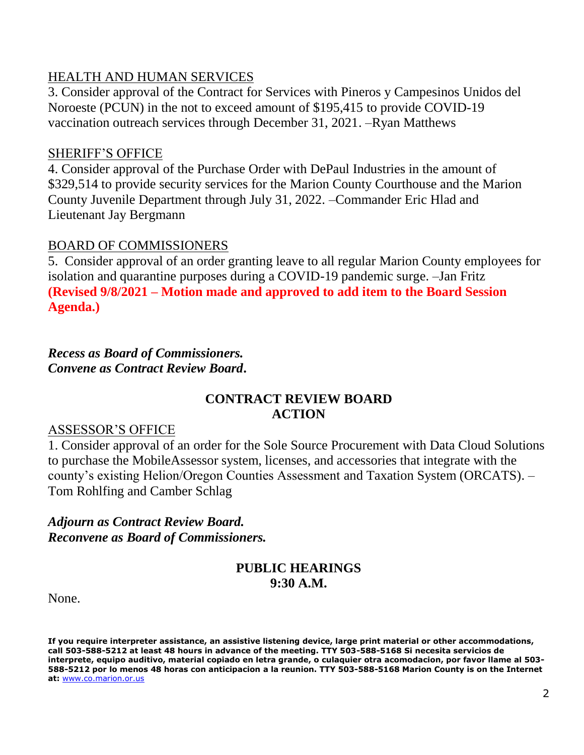HEALTH AND HUMAN SERVICES

3. Consider approval of the Contract for Services with Pineros y Campesinos Unidos del Noroeste (PCUN) in the not to exceed amount of $195,415 to provide COVID-19 vaccination outreach services through December 31, 2021. –Ryan Matthews

SHERIFF'S OFFICE

4. Consider approval of the Purchase Order with DePaul Industries in the amount of $329,514 to provide security services for the Marion County Courthouse and the Marion County Juvenile Department through July 31, 2022. –Commander Eric Hlad and Lieutenant Jay Bergmann

BOARD OF COMMISSIONERS

5. Consider approval of an order granting leave to all regular Marion County employees for isolation and quarantine purposes during a COVID-19 pandemic surge. –Jan Fritz **(Revised 9/8/2021 – Motion made and approved to add item to the Board Session Agenda.)**

***Recess as Board of Commissioners.***
***Convene as Contract Review Board.***

## CONTRACT REVIEW BOARD ACTION

ASSESSOR'S OFFICE

1. Consider approval of an order for the Sole Source Procurement with Data Cloud Solutions to purchase the MobileAssessor system, licenses, and accessories that integrate with the county's existing Helion/Oregon Counties Assessment and Taxation System (ORCATS). – Tom Rohlfing and Camber Schlag

***Adjourn as Contract Review Board.***
***Reconvene as Board of Commissioners.***

## PUBLIC HEARINGS 9:30 A.M.

None.

**If you require interpreter assistance, an assistive listening device, large print material or other accommodations, call 503-588-5212 at least 48 hours in advance of the meeting. TTY 503-588-5168 Si necesita servicios de interprete, equipo auditivo, material copiado en letra grande, o culaquier otra acomodacion, por favor llame al 503-588-5212 por lo menos 48 horas con anticipacion a la reunion. TTY 503-588-5168 Marion County is on the Internet at:** www.co.marion.or.us